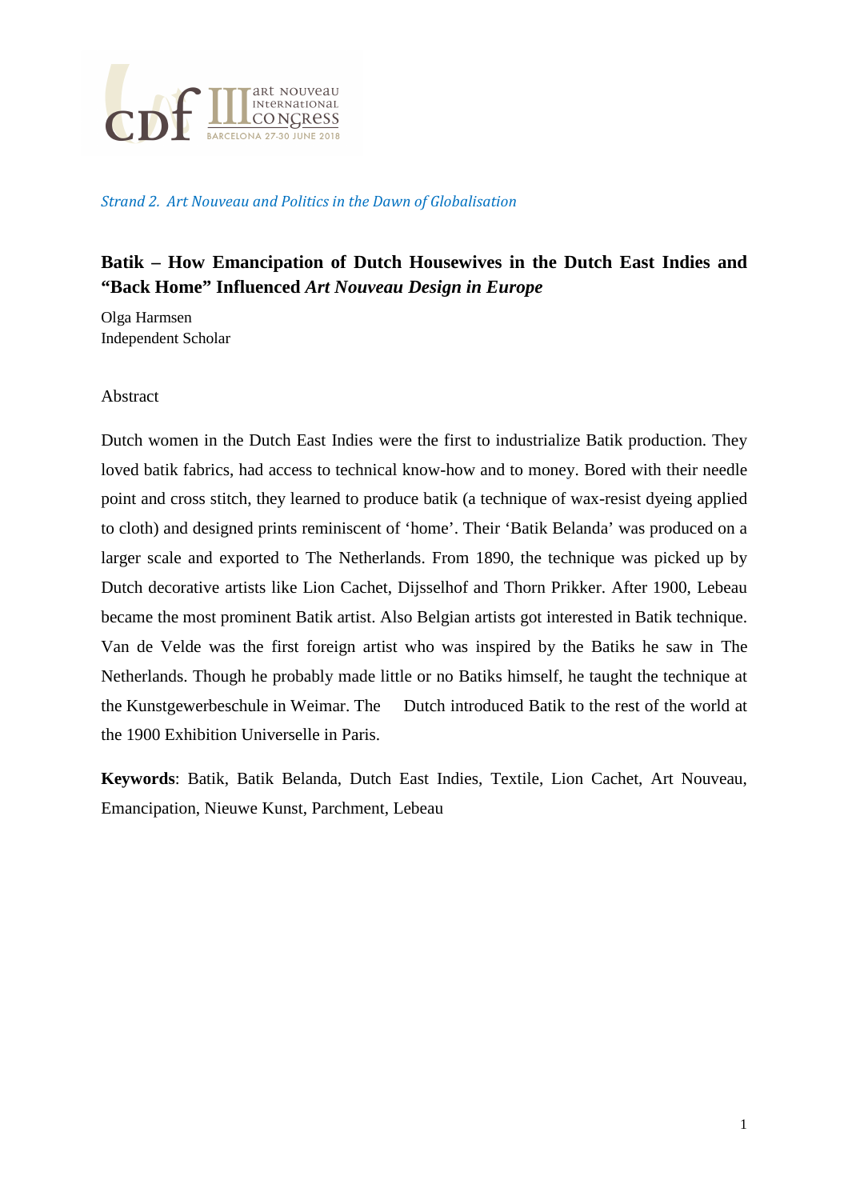*Strand 2. Art Nouveau and Politics in the Dawn of Globalisation*

# Batik – How Emancipation of Dutch Housewives in the Dutch East Indies and "Back Home" Influenced *Art Nouveau Design in Europe*

Olga Harmsen
Independent Scholar

Abstract

Dutch women in the Dutch East Indies were the first to industrialize Batik production. They loved batik fabrics, had access to technical know-how and to money. Bored with their needle point and cross stitch, they learned to produce batik (a technique of wax-resist dyeing applied to cloth) and designed prints reminiscent of 'home'. Their 'Batik Belanda' was produced on a larger scale and exported to The Netherlands. From 1890, the technique was picked up by Dutch decorative artists like Lion Cachet, Dijsselhof and Thorn Prikker. After 1900, Lebeau became the most prominent Batik artist. Also Belgian artists got interested in Batik technique. Van de Velde was the first foreign artist who was inspired by the Batiks he saw in The Netherlands. Though he probably made little or no Batiks himself, he taught the technique at the Kunstgewerbeschule in Weimar. The Dutch introduced Batik to the rest of the world at the 1900 Exhibition Universelle in Paris.

**Keywords**: Batik, Batik Belanda, Dutch East Indies, Textile, Lion Cachet, Art Nouveau, Emancipation, Nieuwe Kunst, Parchment, Lebeau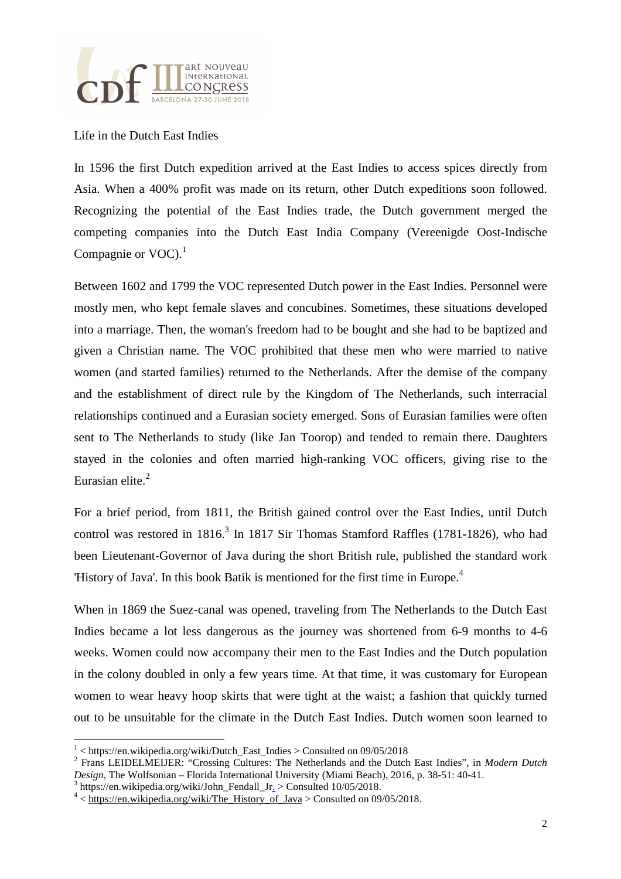Life in the Dutch East Indies

In 1596 the first Dutch expedition arrived at the East Indies to access spices directly from Asia. When a 400% profit was made on its return, other Dutch expeditions soon followed. Recognizing the potential of the East Indies trade, the Dutch government merged the competing companies into the Dutch East India Company (Vereenigde Oost-Indische Compagnie or VOC).[1]

Between 1602 and 1799 the VOC represented Dutch power in the East Indies. Personnel were mostly men, who kept female slaves and concubines. Sometimes, these situations developed into a marriage. Then, the woman's freedom had to be bought and she had to be baptized and given a Christian name. The VOC prohibited that these men who were married to native women (and started families) returned to the Netherlands. After the demise of the company and the establishment of direct rule by the Kingdom of The Netherlands, such interracial relationships continued and a Eurasian society emerged. Sons of Eurasian families were often sent to The Netherlands to study (like Jan Toorop) and tended to remain there. Daughters stayed in the colonies and often married high-ranking VOC officers, giving rise to the Eurasian elite.[2]

For a brief period, from 1811, the British gained control over the East Indies, until Dutch control was restored in 1816.[3] In 1817 Sir Thomas Stamford Raffles (1781-1826), who had been Lieutenant-Governor of Java during the short British rule, published the standard work 'History of Java'. In this book Batik is mentioned for the first time in Europe.[4]

When in 1869 the Suez-canal was opened, traveling from The Netherlands to the Dutch East Indies became a lot less dangerous as the journey was shortened from 6-9 months to 4-6 weeks. Women could now accompany their men to the East Indies and the Dutch population in the colony doubled in only a few years time. At that time, it was customary for European women to wear heavy hoop skirts that were tight at the waist; a fashion that quickly turned out to be unsuitable for the climate in the Dutch East Indies. Dutch women soon learned to

---

[1] < https://en.wikipedia.org/wiki/Dutch_East_Indies > Consulted on 09/05/2018

[2] Frans LEIDELMEIJER: "Crossing Cultures: The Netherlands and the Dutch East Indies", in *Modern Dutch Design*, The Wolfsonian – Florida International University (Miami Beach), 2016, p. 38-51: 40-41.

[3] https://en.wikipedia.org/wiki/John_Fendall_Jr. > Consulted 10/05/2018.

[4] < https://en.wikipedia.org/wiki/The_History_of_Java > Consulted on 09/05/2018.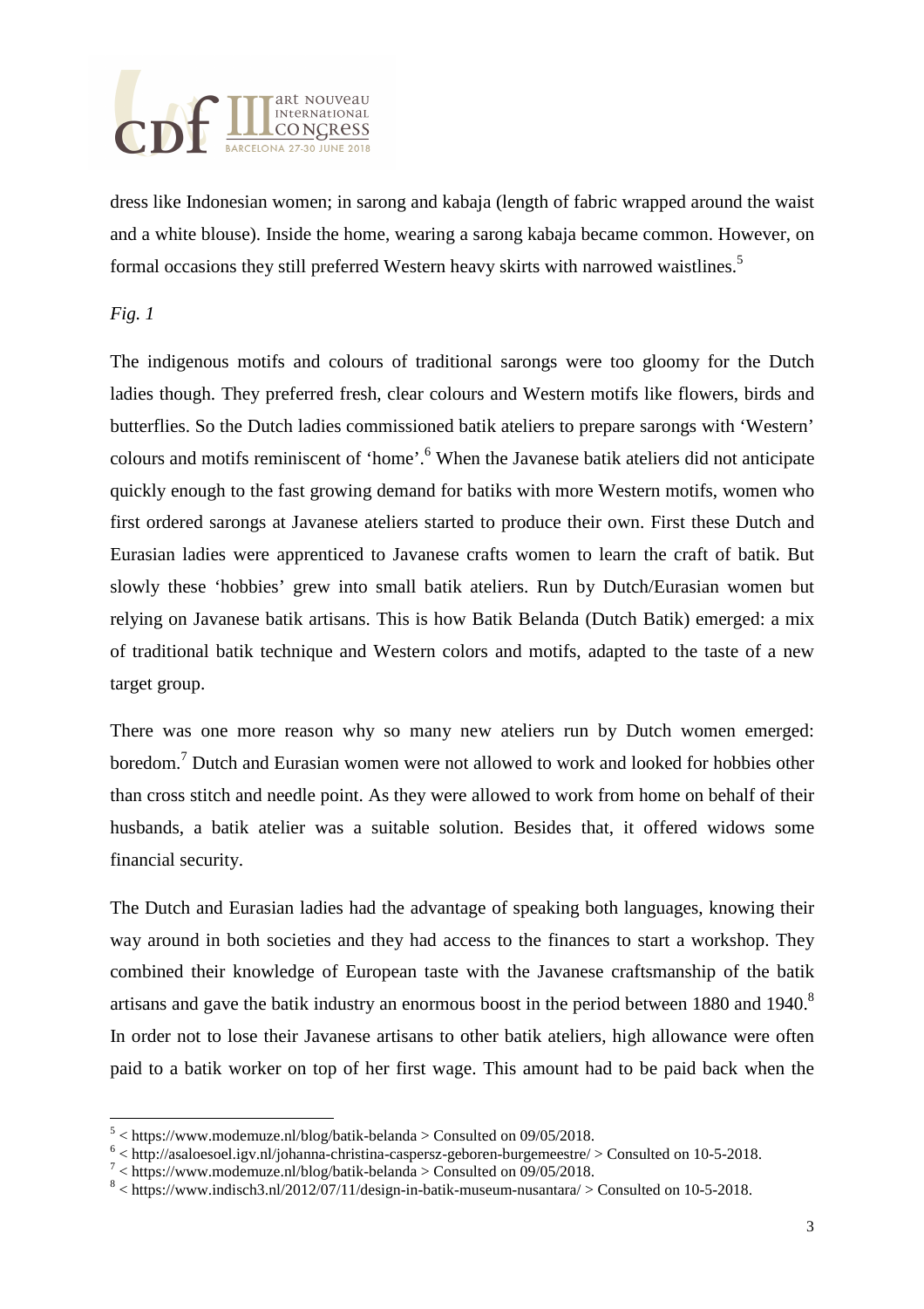dress like Indonesian women; in sarong and kabaja (length of fabric wrapped around the waist and a white blouse). Inside the home, wearing a sarong kabaja became common. However, on formal occasions they still preferred Western heavy skirts with narrowed waistlines.[5]

*Fig. 1*

The indigenous motifs and colours of traditional sarongs were too gloomy for the Dutch ladies though. They preferred fresh, clear colours and Western motifs like flowers, birds and butterflies. So the Dutch ladies commissioned batik ateliers to prepare sarongs with 'Western' colours and motifs reminiscent of 'home'.[6] When the Javanese batik ateliers did not anticipate quickly enough to the fast growing demand for batiks with more Western motifs, women who first ordered sarongs at Javanese ateliers started to produce their own. First these Dutch and Eurasian ladies were apprenticed to Javanese crafts women to learn the craft of batik. But slowly these 'hobbies' grew into small batik ateliers. Run by Dutch/Eurasian women but relying on Javanese batik artisans. This is how Batik Belanda (Dutch Batik) emerged: a mix of traditional batik technique and Western colors and motifs, adapted to the taste of a new target group.

There was one more reason why so many new ateliers run by Dutch women emerged: boredom.[7] Dutch and Eurasian women were not allowed to work and looked for hobbies other than cross stitch and needle point. As they were allowed to work from home on behalf of their husbands, a batik atelier was a suitable solution. Besides that, it offered widows some financial security.

The Dutch and Eurasian ladies had the advantage of speaking both languages, knowing their way around in both societies and they had access to the finances to start a workshop. They combined their knowledge of European taste with the Javanese craftsmanship of the batik artisans and gave the batik industry an enormous boost in the period between 1880 and 1940.[8] In order not to lose their Javanese artisans to other batik ateliers, high allowance were often paid to a batik worker on top of her first wage. This amount had to be paid back when the

[5] < https://www.modemuze.nl/blog/batik-belanda > Consulted on 09/05/2018.

[6] < http://asaloesoel.igv.nl/johanna-christina-caspersz-geboren-burgemeestre/ > Consulted on 10-5-2018.

[7] < https://www.modemuze.nl/blog/batik-belanda > Consulted on 09/05/2018.

[8] < https://www.indisch3.nl/2012/07/11/design-in-batik-museum-nusantara/ > Consulted on 10-5-2018.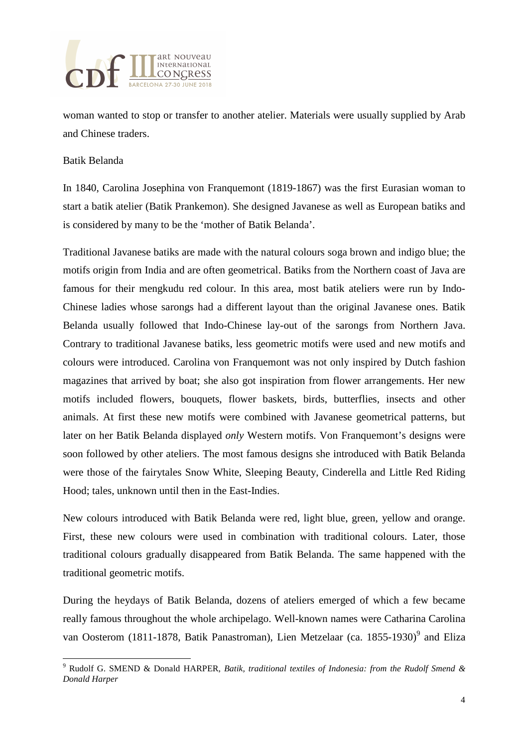woman wanted to stop or transfer to another atelier. Materials were usually supplied by Arab and Chinese traders.

## Batik Belanda

In 1840, Carolina Josephina von Franquemont (1819-1867) was the first Eurasian woman to start a batik atelier (Batik Prankemon). She designed Javanese as well as European batiks and is considered by many to be the 'mother of Batik Belanda'.

Traditional Javanese batiks are made with the natural colours soga brown and indigo blue; the motifs origin from India and are often geometrical. Batiks from the Northern coast of Java are famous for their mengkudu red colour. In this area, most batik ateliers were run by Indo-Chinese ladies whose sarongs had a different layout than the original Javanese ones. Batik Belanda usually followed that Indo-Chinese lay-out of the sarongs from Northern Java. Contrary to traditional Javanese batiks, less geometric motifs were used and new motifs and colours were introduced. Carolina von Franquemont was not only inspired by Dutch fashion magazines that arrived by boat; she also got inspiration from flower arrangements. Her new motifs included flowers, bouquets, flower baskets, birds, butterflies, insects and other animals. At first these new motifs were combined with Javanese geometrical patterns, but later on her Batik Belanda displayed *only* Western motifs. Von Franquemont's designs were soon followed by other ateliers. The most famous designs she introduced with Batik Belanda were those of the fairytales Snow White, Sleeping Beauty, Cinderella and Little Red Riding Hood; tales, unknown until then in the East-Indies.

New colours introduced with Batik Belanda were red, light blue, green, yellow and orange. First, these new colours were used in combination with traditional colours. Later, those traditional colours gradually disappeared from Batik Belanda. The same happened with the traditional geometric motifs.

During the heydays of Batik Belanda, dozens of ateliers emerged of which a few became really famous throughout the whole archipelago. Well-known names were Catharina Carolina van Oosterom (1811-1878, Batik Panastroman), Lien Metzelaar (ca. 1855-1930)[9] and Eliza

---

[9] Rudolf G. SMEND & Donald HARPER, *Batik, traditional textiles of Indonesia: from the Rudolf Smend & Donald Harper*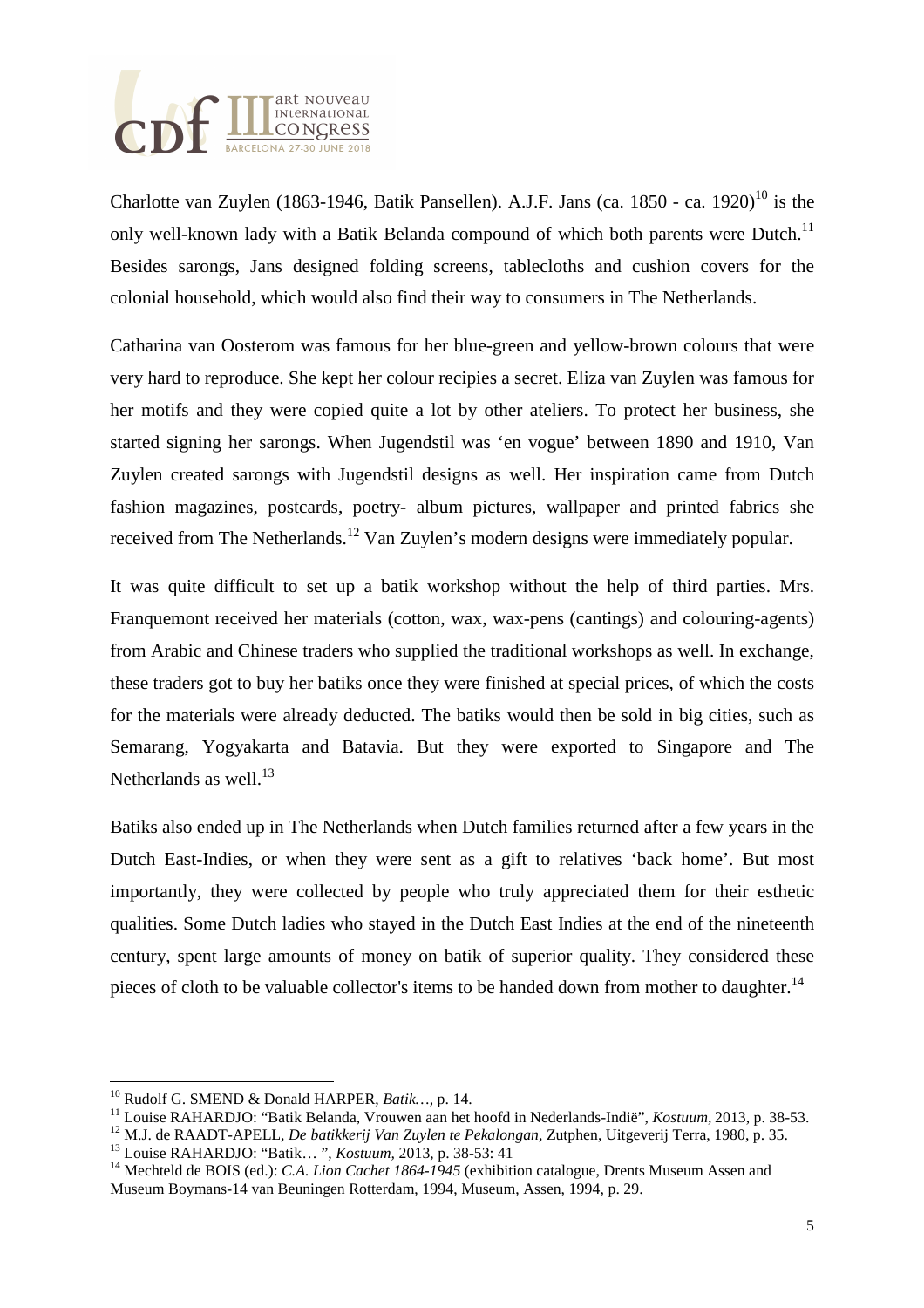Charlotte van Zuylen (1863-1946, Batik Pansellen). A.J.F. Jans (ca. 1850 - ca. 1920)[10] is the only well-known lady with a Batik Belanda compound of which both parents were Dutch.[11] Besides sarongs, Jans designed folding screens, tablecloths and cushion covers for the colonial household, which would also find their way to consumers in The Netherlands.

Catharina van Oosterom was famous for her blue-green and yellow-brown colours that were very hard to reproduce. She kept her colour recipies a secret. Eliza van Zuylen was famous for her motifs and they were copied quite a lot by other ateliers. To protect her business, she started signing her sarongs. When Jugendstil was 'en vogue' between 1890 and 1910, Van Zuylen created sarongs with Jugendstil designs as well. Her inspiration came from Dutch fashion magazines, postcards, poetry- album pictures, wallpaper and printed fabrics she received from The Netherlands.[12] Van Zuylen's modern designs were immediately popular.

It was quite difficult to set up a batik workshop without the help of third parties. Mrs. Franquemont received her materials (cotton, wax, wax-pens (cantings) and colouring-agents) from Arabic and Chinese traders who supplied the traditional workshops as well. In exchange, these traders got to buy her batiks once they were finished at special prices, of which the costs for the materials were already deducted. The batiks would then be sold in big cities, such as Semarang, Yogyakarta and Batavia. But they were exported to Singapore and The Netherlands as well.[13]

Batiks also ended up in The Netherlands when Dutch families returned after a few years in the Dutch East-Indies, or when they were sent as a gift to relatives 'back home'. But most importantly, they were collected by people who truly appreciated them for their esthetic qualities. Some Dutch ladies who stayed in the Dutch East Indies at the end of the nineteenth century, spent large amounts of money on batik of superior quality. They considered these pieces of cloth to be valuable collector's items to be handed down from mother to daughter.[14]

---

[10] Rudolf G. SMEND & Donald HARPER, *Batik…*, p. 14.

[11] Louise RAHARDJO: "Batik Belanda, Vrouwen aan het hoofd in Nederlands-Indië", *Kostuum*, 2013, p. 38-53.

[12] M.J. de RAADT-APELL, *De batikkerij Van Zuylen te Pekalongan*, Zutphen, Uitgeverij Terra, 1980, p. 35.

[13] Louise RAHARDJO: "Batik… ", *Kostuum*, 2013, p. 38-53: 41

[14] Mechteld de BOIS (ed.): *C.A. Lion Cachet 1864-1945* (exhibition catalogue, Drents Museum Assen and Museum Boymans-14 van Beuningen Rotterdam, 1994, Museum, Assen, 1994, p. 29.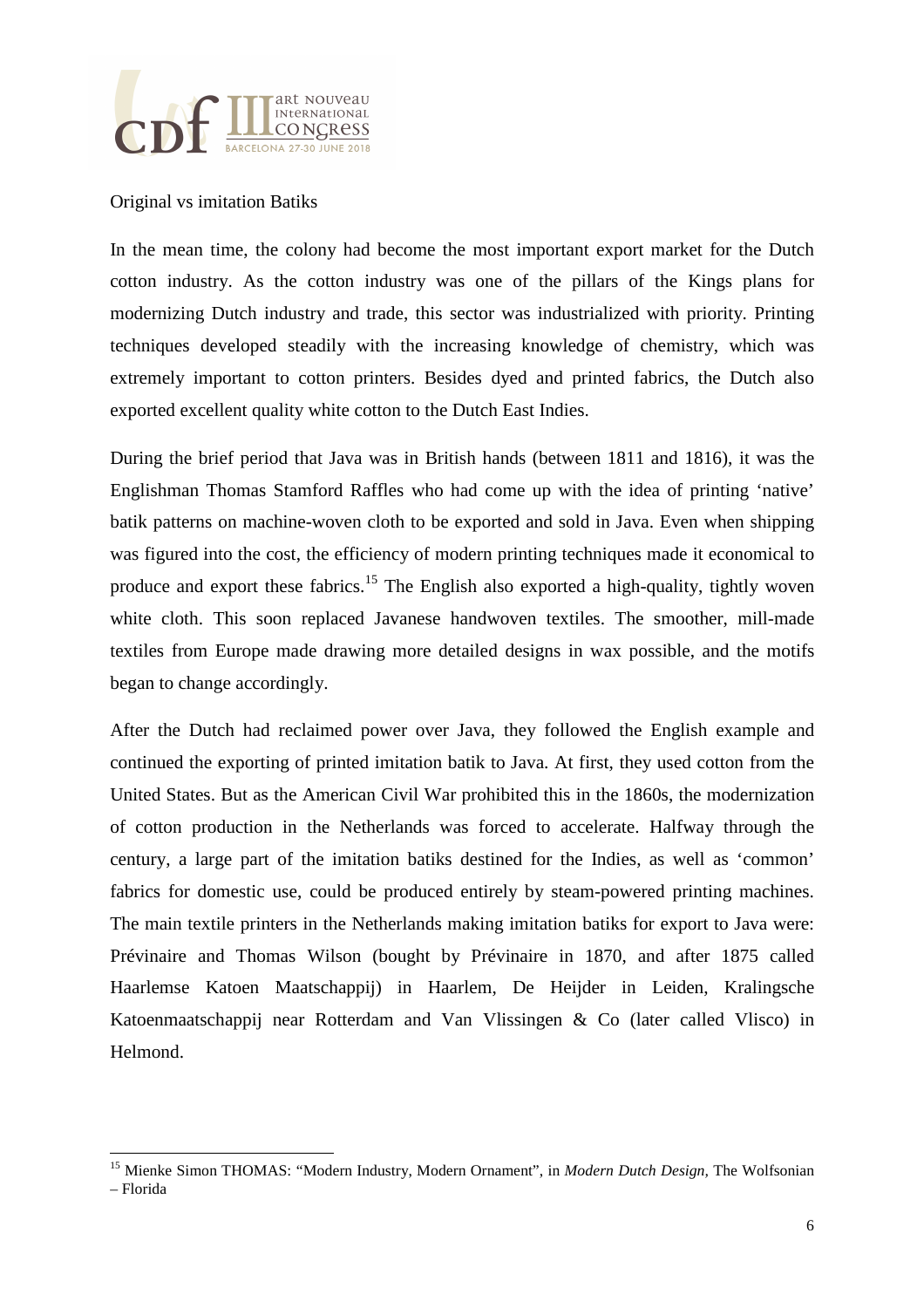Original vs imitation Batiks

In the mean time, the colony had become the most important export market for the Dutch cotton industry. As the cotton industry was one of the pillars of the Kings plans for modernizing Dutch industry and trade, this sector was industrialized with priority. Printing techniques developed steadily with the increasing knowledge of chemistry, which was extremely important to cotton printers. Besides dyed and printed fabrics, the Dutch also exported excellent quality white cotton to the Dutch East Indies.

During the brief period that Java was in British hands (between 1811 and 1816), it was the Englishman Thomas Stamford Raffles who had come up with the idea of printing 'native' batik patterns on machine-woven cloth to be exported and sold in Java. Even when shipping was figured into the cost, the efficiency of modern printing techniques made it economical to produce and export these fabrics.[15] The English also exported a high-quality, tightly woven white cloth. This soon replaced Javanese handwoven textiles. The smoother, mill-made textiles from Europe made drawing more detailed designs in wax possible, and the motifs began to change accordingly.

After the Dutch had reclaimed power over Java, they followed the English example and continued the exporting of printed imitation batik to Java. At first, they used cotton from the United States. But as the American Civil War prohibited this in the 1860s, the modernization of cotton production in the Netherlands was forced to accelerate. Halfway through the century, a large part of the imitation batiks destined for the Indies, as well as 'common' fabrics for domestic use, could be produced entirely by steam-powered printing machines. The main textile printers in the Netherlands making imitation batiks for export to Java were: Prévinaire and Thomas Wilson (bought by Prévinaire in 1870, and after 1875 called Haarlemse Katoen Maatschappij) in Haarlem, De Heijder in Leiden, Kralingsche Katoenmaatschappij near Rotterdam and Van Vlissingen & Co (later called Vlisco) in Helmond.

---

[15] Mienke Simon THOMAS: "Modern Industry, Modern Ornament", in *Modern Dutch Design*, The Wolfsonian – Florida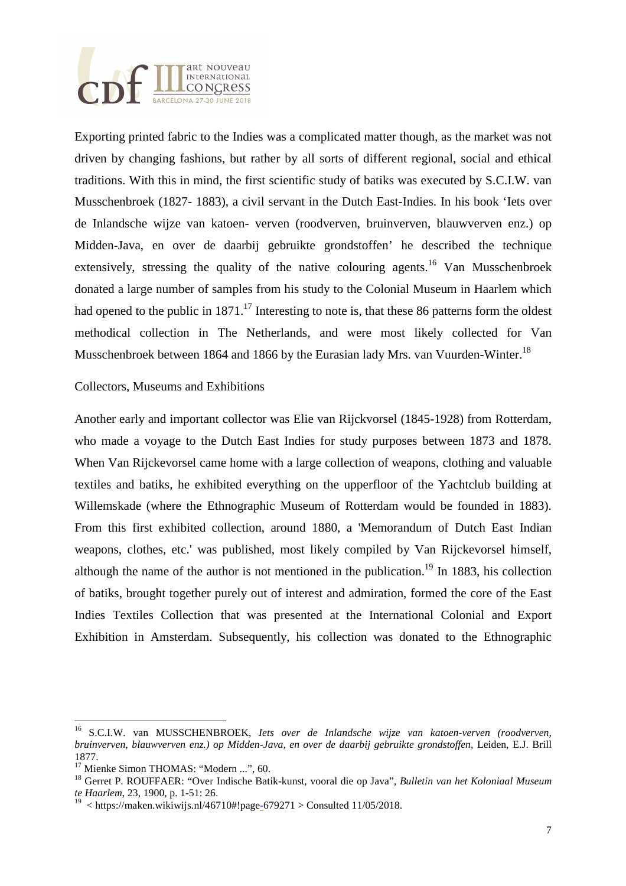Exporting printed fabric to the Indies was a complicated matter though, as the market was not driven by changing fashions, but rather by all sorts of different regional, social and ethical traditions. With this in mind, the first scientific study of batiks was executed by S.C.I.W. van Musschenbroek (1827- 1883), a civil servant in the Dutch East-Indies. In his book 'Iets over de Inlandsche wijze van katoen- verven (roodverven, bruinverven, blauwverven enz.) op Midden-Java, en over de daarbij gebruikte grondstoffen' he described the technique extensively, stressing the quality of the native colouring agents.[16] Van Musschenbroek donated a large number of samples from his study to the Colonial Museum in Haarlem which had opened to the public in 1871.[17] Interesting to note is, that these 86 patterns form the oldest methodical collection in The Netherlands, and were most likely collected for Van Musschenbroek between 1864 and 1866 by the Eurasian lady Mrs. van Vuurden-Winter.[18]

Collectors, Museums and Exhibitions

Another early and important collector was Elie van Rijckvorsel (1845-1928) from Rotterdam, who made a voyage to the Dutch East Indies for study purposes between 1873 and 1878. When Van Rijckevorsel came home with a large collection of weapons, clothing and valuable textiles and batiks, he exhibited everything on the upperfloor of the Yachtclub building at Willemskade (where the Ethnographic Museum of Rotterdam would be founded in 1883). From this first exhibited collection, around 1880, a 'Memorandum of Dutch East Indian weapons, clothes, etc.' was published, most likely compiled by Van Rijckevorsel himself, although the name of the author is not mentioned in the publication.[19] In 1883, his collection of batiks, brought together purely out of interest and admiration, formed the core of the East Indies Textiles Collection that was presented at the International Colonial and Export Exhibition in Amsterdam. Subsequently, his collection was donated to the Ethnographic

---

[16] S.C.I.W. van MUSSCHENBROEK, *Iets over de Inlandsche wijze van katoen-verven (roodverven, bruinverven, blauwverven enz.) op Midden-Java, en over de daarbij gebruikte grondstoffen*, Leiden, E.J. Brill 1877.

[17] Mienke Simon THOMAS: "Modern ...", 60.

[18] Gerret P. ROUFFAER: "Over Indische Batik-kunst, vooral die op Java", *Bulletin van het Koloniaal Museum te Haarlem*, 23, 1900, p. 1-51: 26.

[19] < https://maken.wikiwijs.nl/46710#!page-679271 > Consulted 11/05/2018.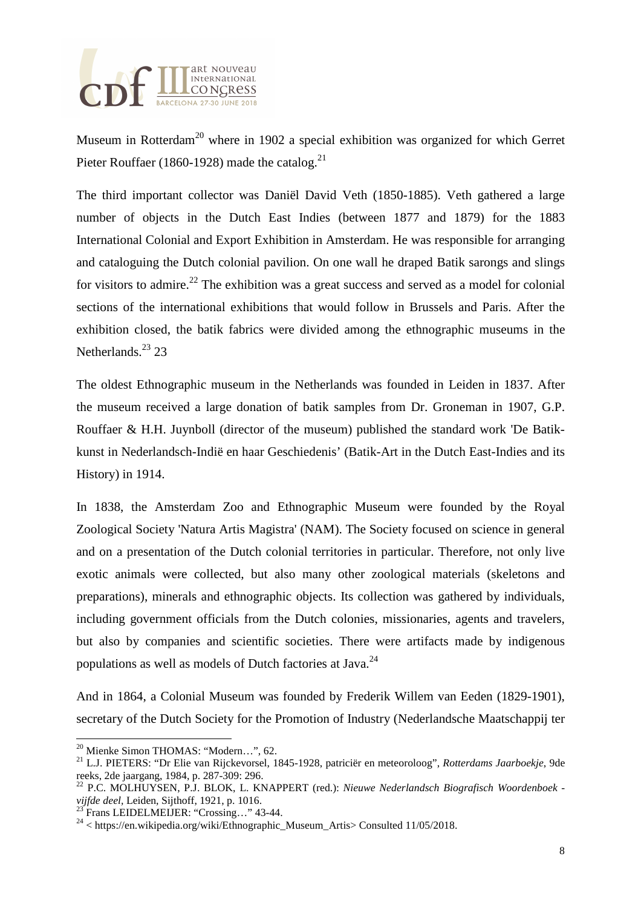Museum in Rotterdam[20] where in 1902 a special exhibition was organized for which Gerret Pieter Rouffaer (1860-1928) made the catalog.[21]

The third important collector was Daniël David Veth (1850-1885). Veth gathered a large number of objects in the Dutch East Indies (between 1877 and 1879) for the 1883 International Colonial and Export Exhibition in Amsterdam. He was responsible for arranging and cataloguing the Dutch colonial pavilion. On one wall he draped Batik sarongs and slings for visitors to admire.[22] The exhibition was a great success and served as a model for colonial sections of the international exhibitions that would follow in Brussels and Paris. After the exhibition closed, the batik fabrics were divided among the ethnographic museums in the Netherlands.[23] 23

The oldest Ethnographic museum in the Netherlands was founded in Leiden in 1837. After the museum received a large donation of batik samples from Dr. Groneman in 1907, G.P. Rouffaer & H.H. Juynboll (director of the museum) published the standard work 'De Batik-kunst in Nederlandsch-Indië en haar Geschiedenis' (Batik-Art in the Dutch East-Indies and its History) in 1914.

In 1838, the Amsterdam Zoo and Ethnographic Museum were founded by the Royal Zoological Society 'Natura Artis Magistra' (NAM). The Society focused on science in general and on a presentation of the Dutch colonial territories in particular. Therefore, not only live exotic animals were collected, but also many other zoological materials (skeletons and preparations), minerals and ethnographic objects. Its collection was gathered by individuals, including government officials from the Dutch colonies, missionaries, agents and travelers, but also by companies and scientific societies. There were artifacts made by indigenous populations as well as models of Dutch factories at Java.[24]

And in 1864, a Colonial Museum was founded by Frederik Willem van Eeden (1829-1901), secretary of the Dutch Society for the Promotion of Industry (Nederlandsche Maatschappij ter

---

[20] Mienke Simon THOMAS: "Modern…", 62.

[21] L.J. PIETERS: "Dr Elie van Rijckevorsel, 1845-1928, patriciër en meteoroloog", *Rotterdams Jaarboekje*, 9de reeks, 2de jaargang, 1984, p. 287-309: 296.

[22] P.C. MOLHUYSEN, P.J. BLOK, L. KNAPPERT (red.): *Nieuwe Nederlandsch Biografisch Woordenboek - vijfde deel*, Leiden, Sijthoff, 1921, p. 1016.

[23] Frans LEIDELMEIJER: "Crossing…" 43-44.

[24] < https://en.wikipedia.org/wiki/Ethnographic_Museum_Artis> Consulted 11/05/2018.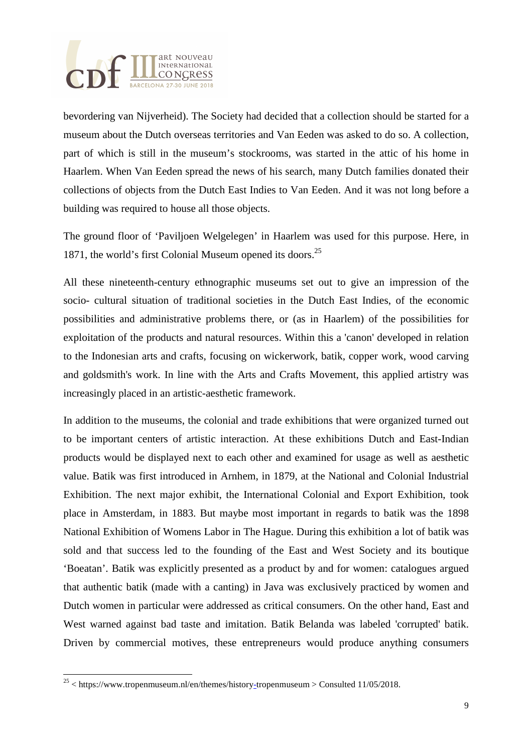bevordering van Nijverheid). The Society had decided that a collection should be started for a museum about the Dutch overseas territories and Van Eeden was asked to do so. A collection, part of which is still in the museum's stockrooms, was started in the attic of his home in Haarlem. When Van Eeden spread the news of his search, many Dutch families donated their collections of objects from the Dutch East Indies to Van Eeden. And it was not long before a building was required to house all those objects.

The ground floor of 'Paviljoen Welgelegen' in Haarlem was used for this purpose. Here, in 1871, the world's first Colonial Museum opened its doors.[25]

All these nineteenth-century ethnographic museums set out to give an impression of the socio- cultural situation of traditional societies in the Dutch East Indies, of the economic possibilities and administrative problems there, or (as in Haarlem) of the possibilities for exploitation of the products and natural resources. Within this a 'canon' developed in relation to the Indonesian arts and crafts, focusing on wickerwork, batik, copper work, wood carving and goldsmith's work. In line with the Arts and Crafts Movement, this applied artistry was increasingly placed in an artistic-aesthetic framework.

In addition to the museums, the colonial and trade exhibitions that were organized turned out to be important centers of artistic interaction. At these exhibitions Dutch and East-Indian products would be displayed next to each other and examined for usage as well as aesthetic value. Batik was first introduced in Arnhem, in 1879, at the National and Colonial Industrial Exhibition. The next major exhibit, the International Colonial and Export Exhibition, took place in Amsterdam, in 1883. But maybe most important in regards to batik was the 1898 National Exhibition of Womens Labor in The Hague. During this exhibition a lot of batik was sold and that success led to the founding of the East and West Society and its boutique 'Boeatan'. Batik was explicitly presented as a product by and for women: catalogues argued that authentic batik (made with a canting) in Java was exclusively practiced by women and Dutch women in particular were addressed as critical consumers. On the other hand, East and West warned against bad taste and imitation. Batik Belanda was labeled 'corrupted' batik. Driven by commercial motives, these entrepreneurs would produce anything consumers

---

[25] < https://www.tropenmuseum.nl/en/themes/history-tropenmuseum > Consulted 11/05/2018.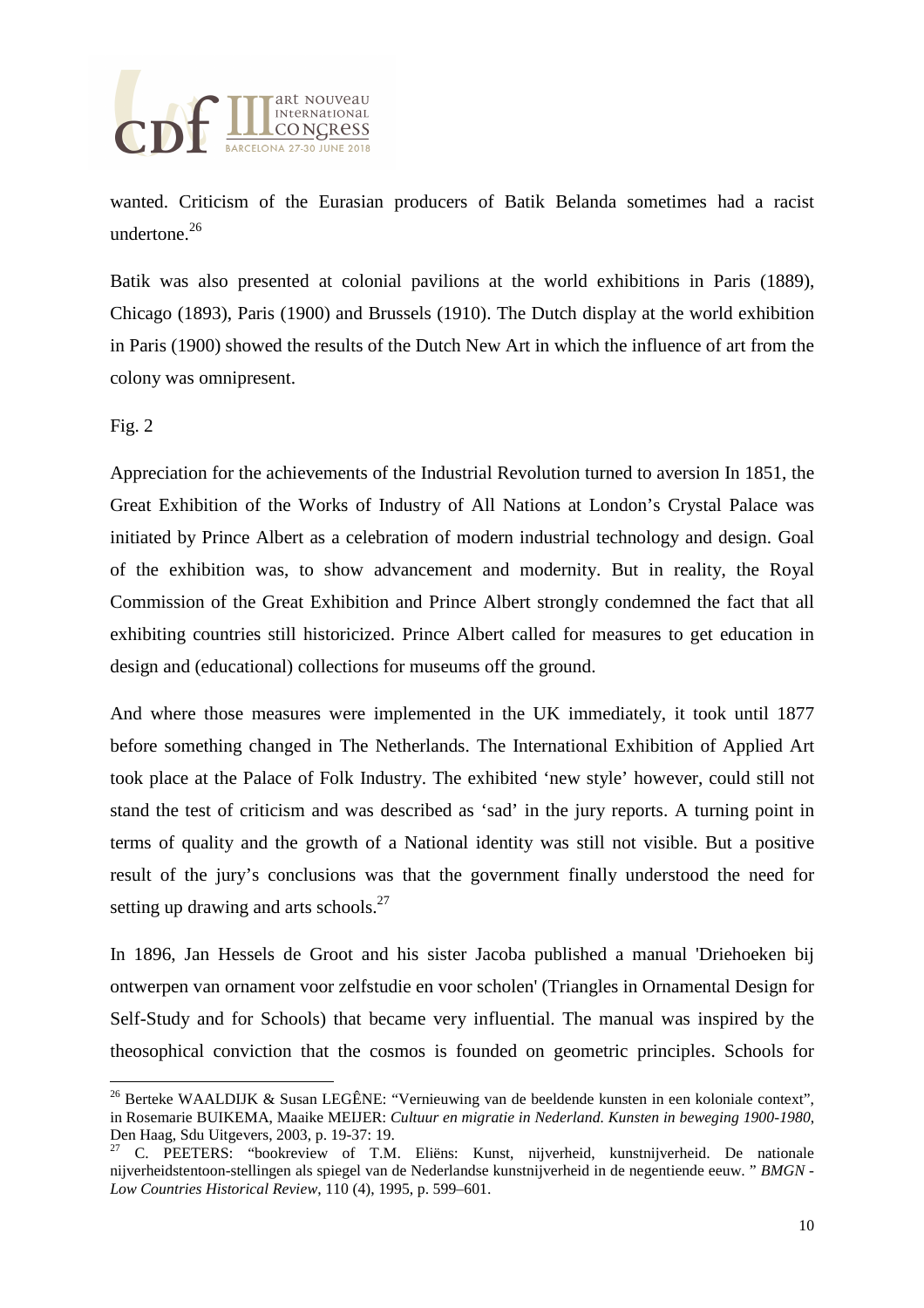wanted. Criticism of the Eurasian producers of Batik Belanda sometimes had a racist undertone.[26]

Batik was also presented at colonial pavilions at the world exhibitions in Paris (1889), Chicago (1893), Paris (1900) and Brussels (1910). The Dutch display at the world exhibition in Paris (1900) showed the results of the Dutch New Art in which the influence of art from the colony was omnipresent.

Fig. 2

Appreciation for the achievements of the Industrial Revolution turned to aversion In 1851, the Great Exhibition of the Works of Industry of All Nations at London's Crystal Palace was initiated by Prince Albert as a celebration of modern industrial technology and design. Goal of the exhibition was, to show advancement and modernity. But in reality, the Royal Commission of the Great Exhibition and Prince Albert strongly condemned the fact that all exhibiting countries still historicized. Prince Albert called for measures to get education in design and (educational) collections for museums off the ground.

And where those measures were implemented in the UK immediately, it took until 1877 before something changed in The Netherlands. The International Exhibition of Applied Art took place at the Palace of Folk Industry. The exhibited 'new style' however, could still not stand the test of criticism and was described as 'sad' in the jury reports. A turning point in terms of quality and the growth of a National identity was still not visible. But a positive result of the jury's conclusions was that the government finally understood the need for setting up drawing and arts schools.[27]

In 1896, Jan Hessels de Groot and his sister Jacoba published a manual 'Driehoeken bij ontwerpen van ornament voor zelfstudie en voor scholen' (Triangles in Ornamental Design for Self-Study and for Schools) that became very influential. The manual was inspired by the theosophical conviction that the cosmos is founded on geometric principles. Schools for

---

[26] Berteke WAALDIJK & Susan LEGÊNE: "Vernieuwing van de beeldende kunsten in een koloniale context", in Rosemarie BUIKEMA, Maaike MEIJER: *Cultuur en migratie in Nederland. Kunsten in beweging 1900-1980*, Den Haag, Sdu Uitgevers, 2003, p. 19-37: 19.

[27] C. PEETERS: "bookreview of T.M. Eliëns: Kunst, nijverheid, kunstnijverheid. De nationale nijverheidstentoon-stellingen als spiegel van de Nederlandse kunstnijverheid in de negentiende eeuw. " *BMGN - Low Countries Historical Review*, 110 (4), 1995, p. 599–601.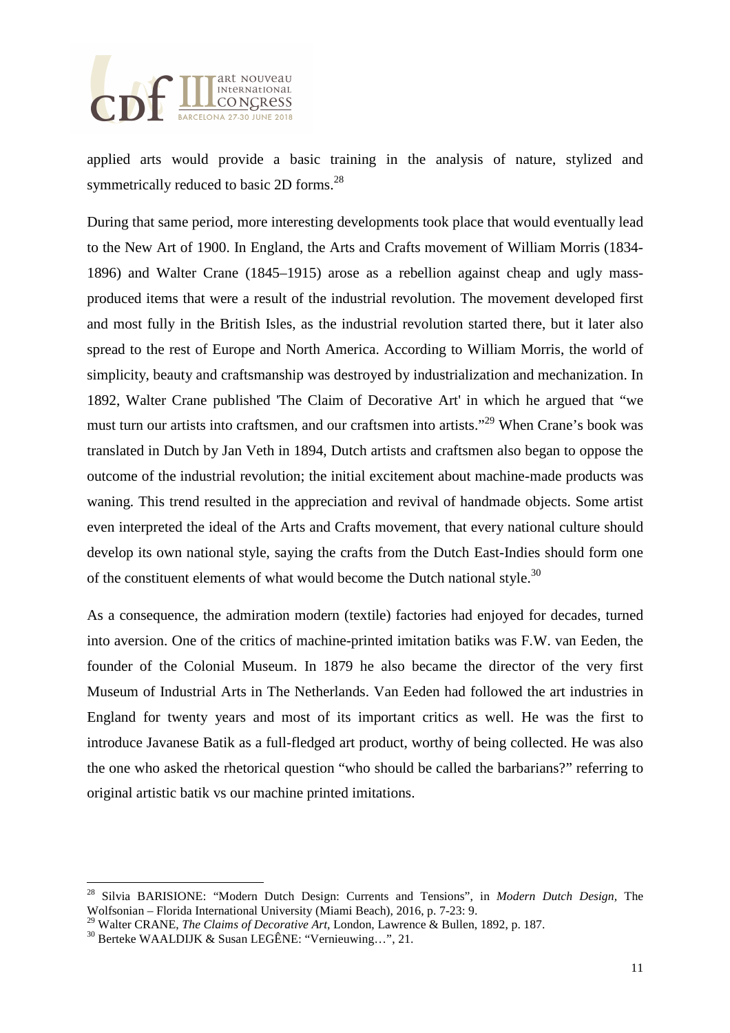applied arts would provide a basic training in the analysis of nature, stylized and symmetrically reduced to basic 2D forms.[28]

During that same period, more interesting developments took place that would eventually lead to the New Art of 1900. In England, the Arts and Crafts movement of William Morris (1834-1896) and Walter Crane (1845–1915) arose as a rebellion against cheap and ugly mass-produced items that were a result of the industrial revolution. The movement developed first and most fully in the British Isles, as the industrial revolution started there, but it later also spread to the rest of Europe and North America. According to William Morris, the world of simplicity, beauty and craftsmanship was destroyed by industrialization and mechanization. In 1892, Walter Crane published 'The Claim of Decorative Art' in which he argued that "we must turn our artists into craftsmen, and our craftsmen into artists."[29] When Crane's book was translated in Dutch by Jan Veth in 1894, Dutch artists and craftsmen also began to oppose the outcome of the industrial revolution; the initial excitement about machine-made products was waning. This trend resulted in the appreciation and revival of handmade objects. Some artist even interpreted the ideal of the Arts and Crafts movement, that every national culture should develop its own national style, saying the crafts from the Dutch East-Indies should form one of the constituent elements of what would become the Dutch national style.[30]

As a consequence, the admiration modern (textile) factories had enjoyed for decades, turned into aversion. One of the critics of machine-printed imitation batiks was F.W. van Eeden, the founder of the Colonial Museum. In 1879 he also became the director of the very first Museum of Industrial Arts in The Netherlands. Van Eeden had followed the art industries in England for twenty years and most of its important critics as well. He was the first to introduce Javanese Batik as a full-fledged art product, worthy of being collected. He was also the one who asked the rhetorical question "who should be called the barbarians?" referring to original artistic batik vs our machine printed imitations.

---

[28] Silvia BARISIONE: "Modern Dutch Design: Currents and Tensions", in *Modern Dutch Design*, The Wolfsonian – Florida International University (Miami Beach), 2016, p. 7-23: 9.

[29] Walter CRANE, *The Claims of Decorative Art*, London, Lawrence & Bullen, 1892, p. 187.

[30] Berteke WAALDIJK & Susan LEGÊNE: "Vernieuwing…", 21.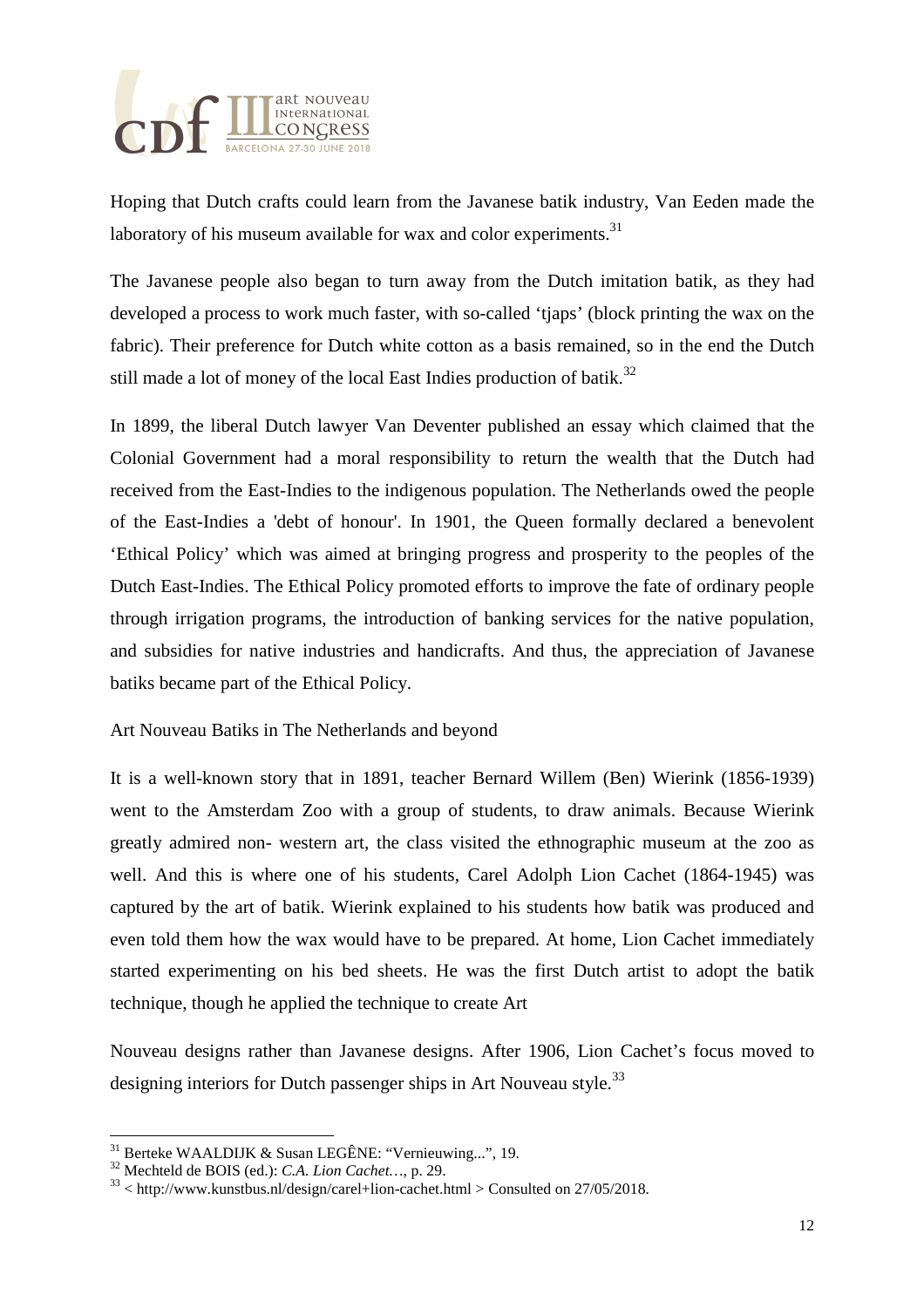Hoping that Dutch crafts could learn from the Javanese batik industry, Van Eeden made the laboratory of his museum available for wax and color experiments.[31]

The Javanese people also began to turn away from the Dutch imitation batik, as they had developed a process to work much faster, with so-called 'tjaps' (block printing the wax on the fabric). Their preference for Dutch white cotton as a basis remained, so in the end the Dutch still made a lot of money of the local East Indies production of batik.[32]

In 1899, the liberal Dutch lawyer Van Deventer published an essay which claimed that the Colonial Government had a moral responsibility to return the wealth that the Dutch had received from the East-Indies to the indigenous population. The Netherlands owed the people of the East-Indies a 'debt of honour'. In 1901, the Queen formally declared a benevolent 'Ethical Policy' which was aimed at bringing progress and prosperity to the peoples of the Dutch East-Indies. The Ethical Policy promoted efforts to improve the fate of ordinary people through irrigation programs, the introduction of banking services for the native population, and subsidies for native industries and handicrafts. And thus, the appreciation of Javanese batiks became part of the Ethical Policy.

## Art Nouveau Batiks in The Netherlands and beyond

It is a well-known story that in 1891, teacher Bernard Willem (Ben) Wierink (1856-1939) went to the Amsterdam Zoo with a group of students, to draw animals. Because Wierink greatly admired non- western art, the class visited the ethnographic museum at the zoo as well. And this is where one of his students, Carel Adolph Lion Cachet (1864-1945) was captured by the art of batik. Wierink explained to his students how batik was produced and even told them how the wax would have to be prepared. At home, Lion Cachet immediately started experimenting on his bed sheets. He was the first Dutch artist to adopt the batik technique, though he applied the technique to create Art Nouveau designs rather than Javanese designs. After 1906, Lion Cachet's focus moved to designing interiors for Dutch passenger ships in Art Nouveau style.[33]

---

[31] Berteke WAALDIJK & Susan LEGÊNE: "Vernieuwing...", 19.

[32] Mechteld de BOIS (ed.): *C.A. Lion Cachet…*, p. 29.

[33] < http://www.kunstbus.nl/design/carel+lion-cachet.html > Consulted on 27/05/2018.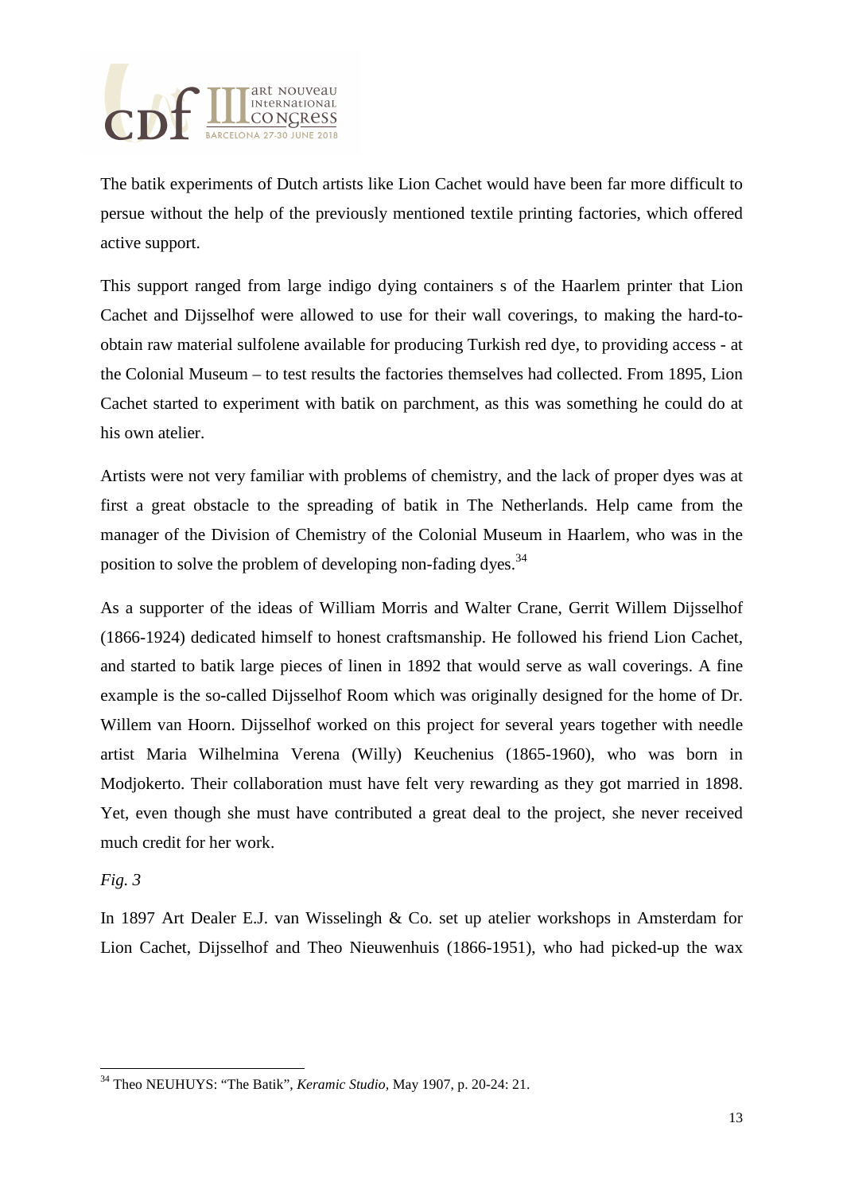The batik experiments of Dutch artists like Lion Cachet would have been far more difficult to persue without the help of the previously mentioned textile printing factories, which offered active support.

This support ranged from large indigo dying containers s of the Haarlem printer that Lion Cachet and Dijsselhof were allowed to use for their wall coverings, to making the hard-to-obtain raw material sulfolene available for producing Turkish red dye, to providing access - at the Colonial Museum – to test results the factories themselves had collected. From 1895, Lion Cachet started to experiment with batik on parchment, as this was something he could do at his own atelier.

Artists were not very familiar with problems of chemistry, and the lack of proper dyes was at first a great obstacle to the spreading of batik in The Netherlands. Help came from the manager of the Division of Chemistry of the Colonial Museum in Haarlem, who was in the position to solve the problem of developing non-fading dyes.[34]

As a supporter of the ideas of William Morris and Walter Crane, Gerrit Willem Dijsselhof (1866-1924) dedicated himself to honest craftsmanship. He followed his friend Lion Cachet, and started to batik large pieces of linen in 1892 that would serve as wall coverings. A fine example is the so-called Dijsselhof Room which was originally designed for the home of Dr. Willem van Hoorn. Dijsselhof worked on this project for several years together with needle artist Maria Wilhelmina Verena (Willy) Keuchenius (1865-1960), who was born in Modjokerto. Their collaboration must have felt very rewarding as they got married in 1898. Yet, even though she must have contributed a great deal to the project, she never received much credit for her work.

*Fig. 3*

In 1897 Art Dealer E.J. van Wisselingh & Co. set up atelier workshops in Amsterdam for Lion Cachet, Dijsselhof and Theo Nieuwenhuis (1866-1951), who had picked-up the wax

---

[34] Theo NEUHUYS: "The Batik", *Keramic Studio,* May 1907, p. 20-24: 21.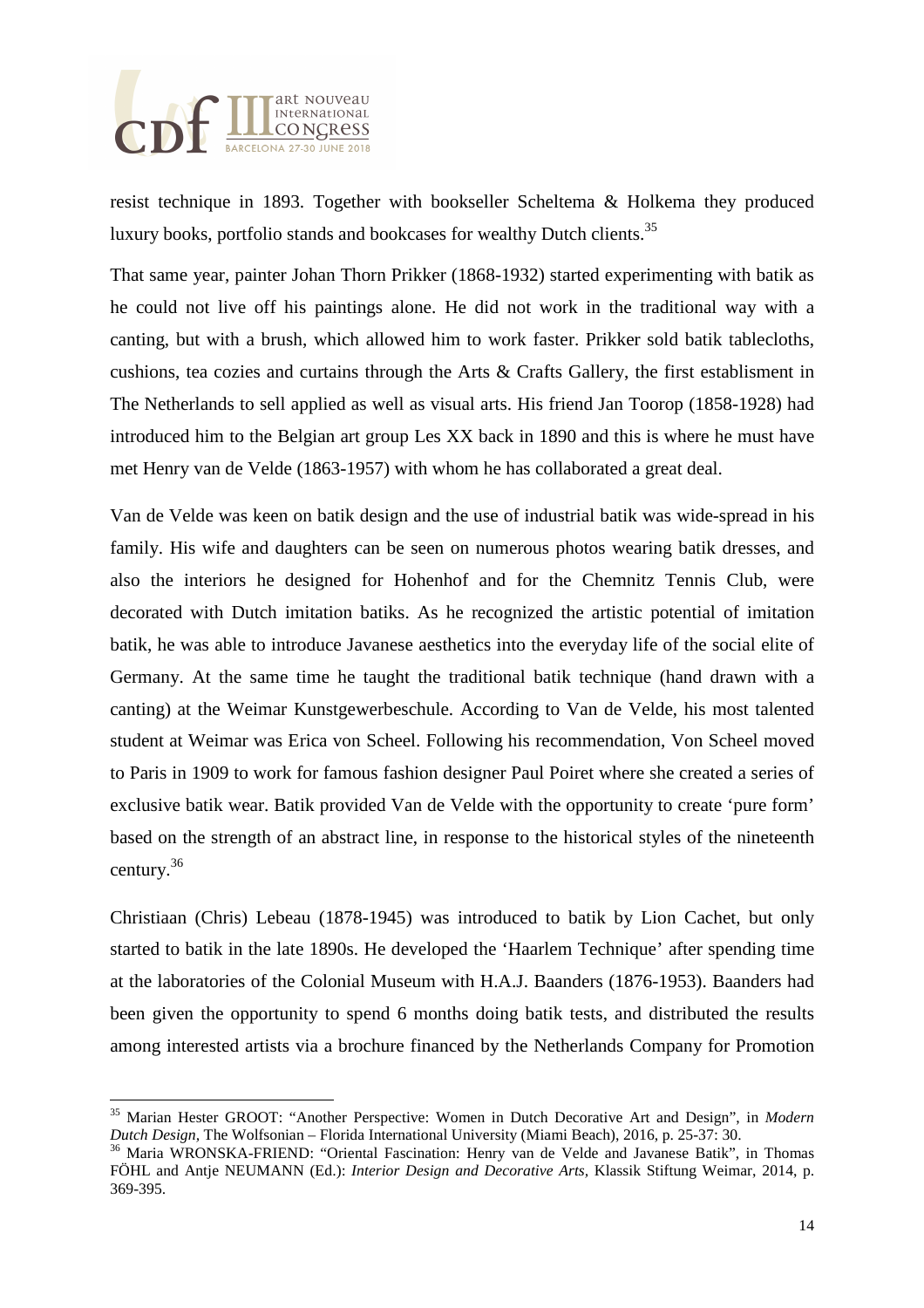resist technique in 1893. Together with bookseller Scheltema & Holkema they produced luxury books, portfolio stands and bookcases for wealthy Dutch clients.[35]

That same year, painter Johan Thorn Prikker (1868-1932) started experimenting with batik as he could not live off his paintings alone. He did not work in the traditional way with a canting, but with a brush, which allowed him to work faster. Prikker sold batik tablecloths, cushions, tea cozies and curtains through the Arts & Crafts Gallery, the first establisment in The Netherlands to sell applied as well as visual arts. His friend Jan Toorop (1858-1928) had introduced him to the Belgian art group Les XX back in 1890 and this is where he must have met Henry van de Velde (1863-1957) with whom he has collaborated a great deal.

Van de Velde was keen on batik design and the use of industrial batik was wide-spread in his family. His wife and daughters can be seen on numerous photos wearing batik dresses, and also the interiors he designed for Hohenhof and for the Chemnitz Tennis Club, were decorated with Dutch imitation batiks. As he recognized the artistic potential of imitation batik, he was able to introduce Javanese aesthetics into the everyday life of the social elite of Germany. At the same time he taught the traditional batik technique (hand drawn with a canting) at the Weimar Kunstgewerbeschule. According to Van de Velde, his most talented student at Weimar was Erica von Scheel. Following his recommendation, Von Scheel moved to Paris in 1909 to work for famous fashion designer Paul Poiret where she created a series of exclusive batik wear. Batik provided Van de Velde with the opportunity to create 'pure form' based on the strength of an abstract line, in response to the historical styles of the nineteenth century.[36]

Christiaan (Chris) Lebeau (1878-1945) was introduced to batik by Lion Cachet, but only started to batik in the late 1890s. He developed the 'Haarlem Technique' after spending time at the laboratories of the Colonial Museum with H.A.J. Baanders (1876-1953). Baanders had been given the opportunity to spend 6 months doing batik tests, and distributed the results among interested artists via a brochure financed by the Netherlands Company for Promotion

---

[35] Marian Hester GROOT: "Another Perspective: Women in Dutch Decorative Art and Design", in *Modern Dutch Design*, The Wolfsonian – Florida International University (Miami Beach), 2016, p. 25-37: 30.

[36] Maria WRONSKA-FRIEND: "Oriental Fascination: Henry van de Velde and Javanese Batik", in Thomas FÖHL and Antje NEUMANN (Ed.): *Interior Design and Decorative Arts*, Klassik Stiftung Weimar, 2014, p. 369-395.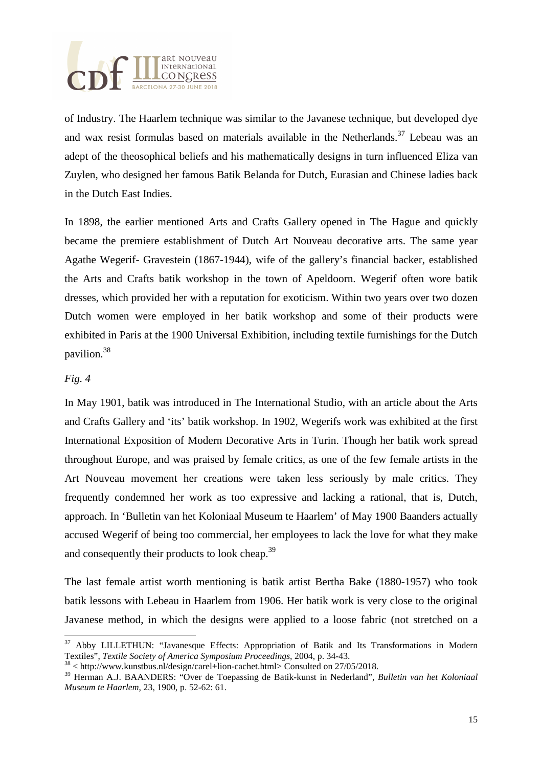of Industry. The Haarlem technique was similar to the Javanese technique, but developed dye and wax resist formulas based on materials available in the Netherlands.[37] Lebeau was an adept of the theosophical beliefs and his mathematically designs in turn influenced Eliza van Zuylen, who designed her famous Batik Belanda for Dutch, Eurasian and Chinese ladies back in the Dutch East Indies.

In 1898, the earlier mentioned Arts and Crafts Gallery opened in The Hague and quickly became the premiere establishment of Dutch Art Nouveau decorative arts. The same year Agathe Wegerif- Gravestein (1867-1944), wife of the gallery's financial backer, established the Arts and Crafts batik workshop in the town of Apeldoorn. Wegerif often wore batik dresses, which provided her with a reputation for exoticism. Within two years over two dozen Dutch women were employed in her batik workshop and some of their products were exhibited in Paris at the 1900 Universal Exhibition, including textile furnishings for the Dutch pavilion.[38]

*Fig. 4*

In May 1901, batik was introduced in The International Studio, with an article about the Arts and Crafts Gallery and 'its' batik workshop. In 1902, Wegerifs work was exhibited at the first International Exposition of Modern Decorative Arts in Turin. Though her batik work spread throughout Europe, and was praised by female critics, as one of the few female artists in the Art Nouveau movement her creations were taken less seriously by male critics. They frequently condemned her work as too expressive and lacking a rational, that is, Dutch, approach. In 'Bulletin van het Koloniaal Museum te Haarlem' of May 1900 Baanders actually accused Wegerif of being too commercial, her employees to lack the love for what they make and consequently their products to look cheap.[39]

The last female artist worth mentioning is batik artist Bertha Bake (1880-1957) who took batik lessons with Lebeau in Haarlem from 1906. Her batik work is very close to the original Javanese method, in which the designs were applied to a loose fabric (not stretched on a

---

[37] Abby LILLETHUN: "Javanesque Effects: Appropriation of Batik and Its Transformations in Modern Textiles", *Textile Society of America Symposium Proceedings*, 2004, p. 34-43.

[38] < http://www.kunstbus.nl/design/carel+lion-cachet.html> Consulted on 27/05/2018.

[39] Herman A.J. BAANDERS: "Over de Toepassing de Batik-kunst in Nederland", *Bulletin van het Koloniaal Museum te Haarlem*, 23, 1900, p. 52-62: 61.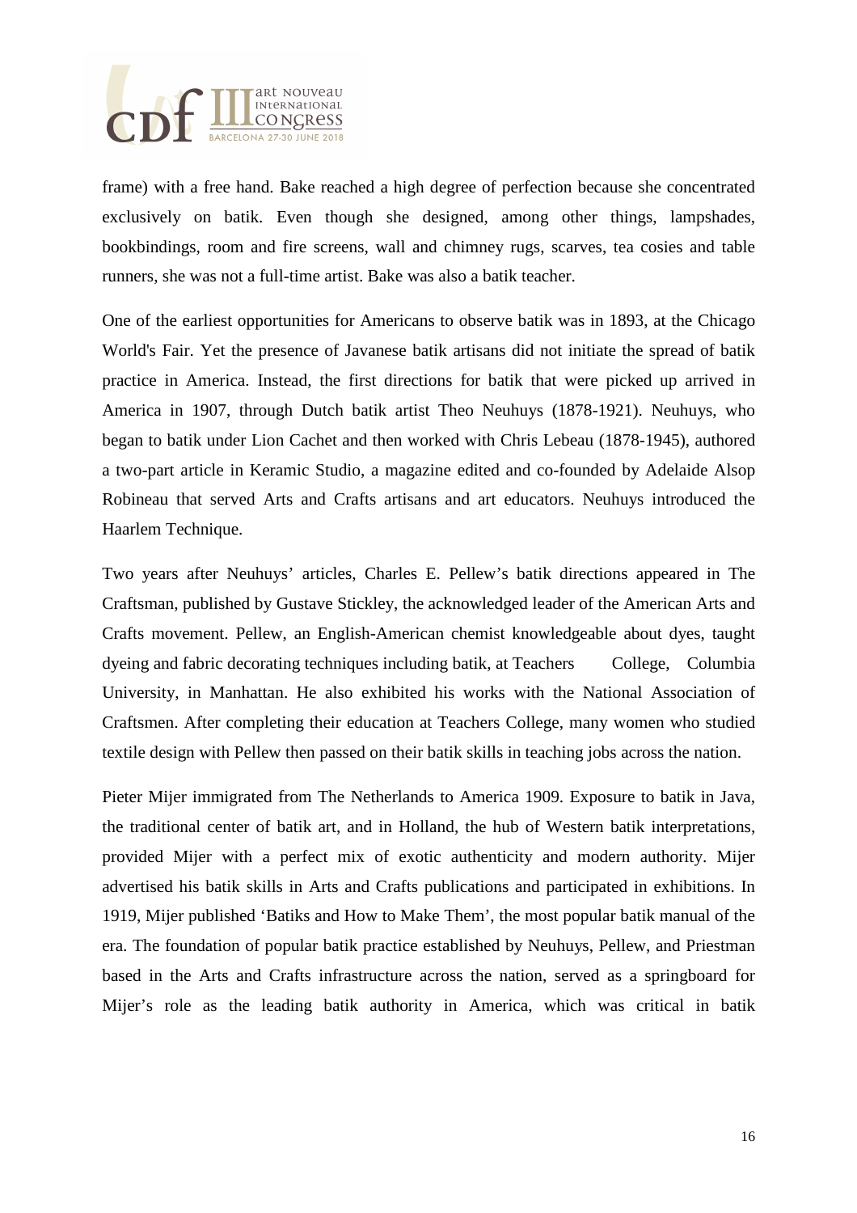frame) with a free hand. Bake reached a high degree of perfection because she concentrated exclusively on batik. Even though she designed, among other things, lampshades, bookbindings, room and fire screens, wall and chimney rugs, scarves, tea cosies and table runners, she was not a full-time artist. Bake was also a batik teacher.

One of the earliest opportunities for Americans to observe batik was in 1893, at the Chicago World's Fair. Yet the presence of Javanese batik artisans did not initiate the spread of batik practice in America. Instead, the first directions for batik that were picked up arrived in America in 1907, through Dutch batik artist Theo Neuhuys (1878-1921). Neuhuys, who began to batik under Lion Cachet and then worked with Chris Lebeau (1878-1945), authored a two-part article in Keramic Studio, a magazine edited and co-founded by Adelaide Alsop Robineau that served Arts and Crafts artisans and art educators. Neuhuys introduced the Haarlem Technique.

Two years after Neuhuys' articles, Charles E. Pellew's batik directions appeared in The Craftsman, published by Gustave Stickley, the acknowledged leader of the American Arts and Crafts movement. Pellew, an English-American chemist knowledgeable about dyes, taught dyeing and fabric decorating techniques including batik, at Teachers College, Columbia University, in Manhattan. He also exhibited his works with the National Association of Craftsmen. After completing their education at Teachers College, many women who studied textile design with Pellew then passed on their batik skills in teaching jobs across the nation.

Pieter Mijer immigrated from The Netherlands to America 1909. Exposure to batik in Java, the traditional center of batik art, and in Holland, the hub of Western batik interpretations, provided Mijer with a perfect mix of exotic authenticity and modern authority. Mijer advertised his batik skills in Arts and Crafts publications and participated in exhibitions. In 1919, Mijer published 'Batiks and How to Make Them', the most popular batik manual of the era. The foundation of popular batik practice established by Neuhuys, Pellew, and Priestman based in the Arts and Crafts infrastructure across the nation, served as a springboard for Mijer's role as the leading batik authority in America, which was critical in batik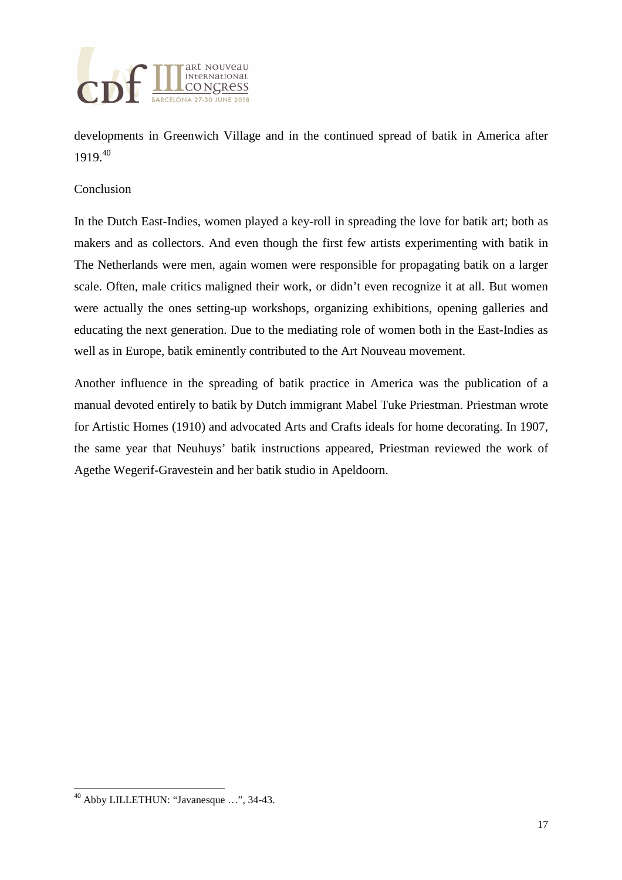developments in Greenwich Village and in the continued spread of batik in America after 1919.[40]

## Conclusion

In the Dutch East-Indies, women played a key-roll in spreading the love for batik art; both as makers and as collectors. And even though the first few artists experimenting with batik in The Netherlands were men, again women were responsible for propagating batik on a larger scale. Often, male critics maligned their work, or didn't even recognize it at all. But women were actually the ones setting-up workshops, organizing exhibitions, opening galleries and educating the next generation. Due to the mediating role of women both in the East-Indies as well as in Europe, batik eminently contributed to the Art Nouveau movement.

Another influence in the spreading of batik practice in America was the publication of a manual devoted entirely to batik by Dutch immigrant Mabel Tuke Priestman. Priestman wrote for Artistic Homes (1910) and advocated Arts and Crafts ideals for home decorating. In 1907, the same year that Neuhuys' batik instructions appeared, Priestman reviewed the work of Agethe Wegerif-Gravestein and her batik studio in Apeldoorn.

---

[40] Abby LILLETHUN: "Javanesque …", 34-43.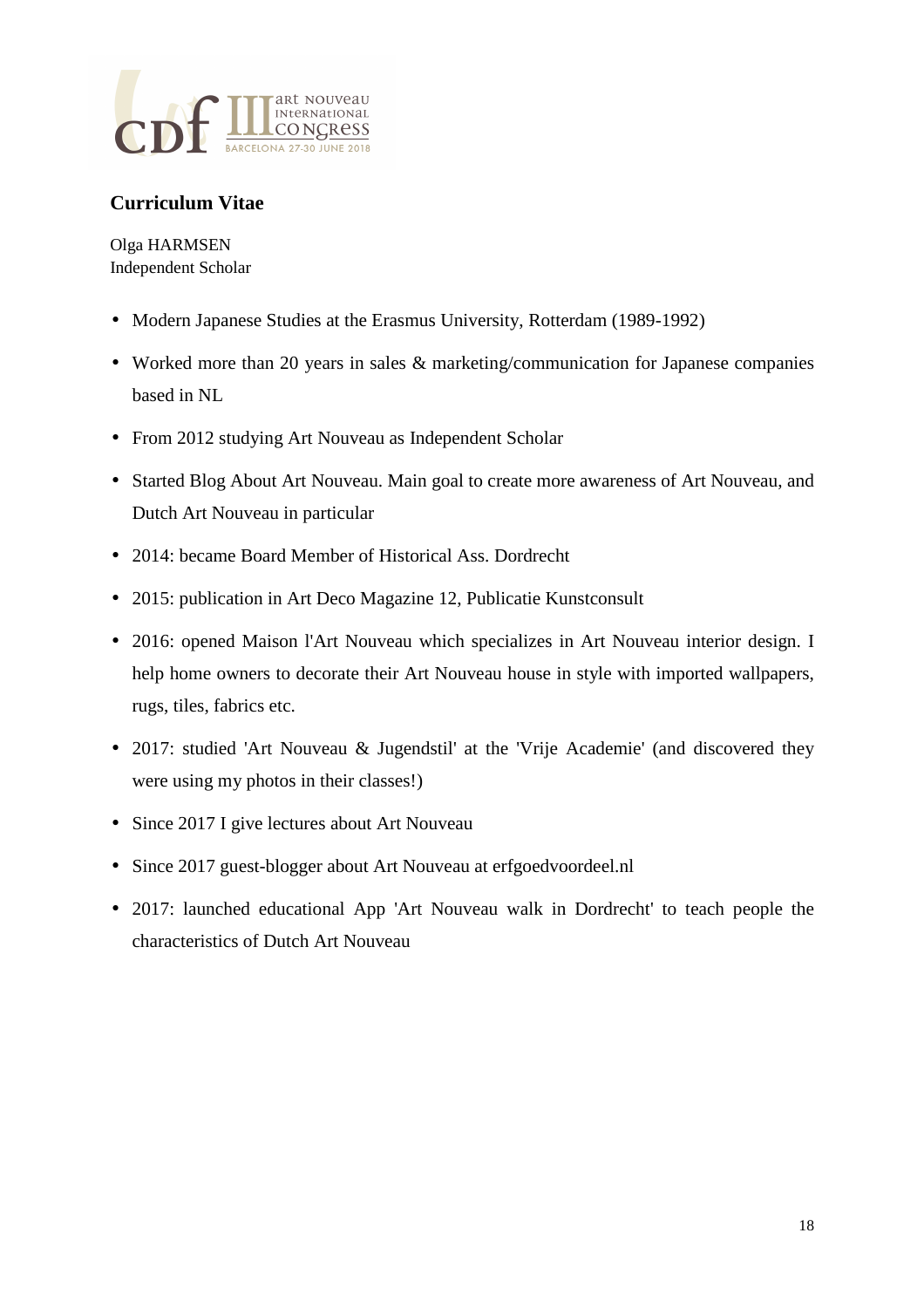## Curriculum Vitae

Olga HARMSEN
Independent Scholar

- Modern Japanese Studies at the Erasmus University, Rotterdam (1989-1992)
- Worked more than 20 years in sales & marketing/communication for Japanese companies based in NL
- From 2012 studying Art Nouveau as Independent Scholar
- Started Blog About Art Nouveau. Main goal to create more awareness of Art Nouveau, and Dutch Art Nouveau in particular
- 2014: became Board Member of Historical Ass. Dordrecht
- 2015: publication in Art Deco Magazine 12, Publicatie Kunstconsult
- 2016: opened Maison l'Art Nouveau which specializes in Art Nouveau interior design. I help home owners to decorate their Art Nouveau house in style with imported wallpapers, rugs, tiles, fabrics etc.
- 2017: studied 'Art Nouveau & Jugendstil' at the 'Vrije Academie' (and discovered they were using my photos in their classes!)
- Since 2017 I give lectures about Art Nouveau
- Since 2017 guest-blogger about Art Nouveau at erfgoedvoordeel.nl
- 2017: launched educational App 'Art Nouveau walk in Dordrecht' to teach people the characteristics of Dutch Art Nouveau